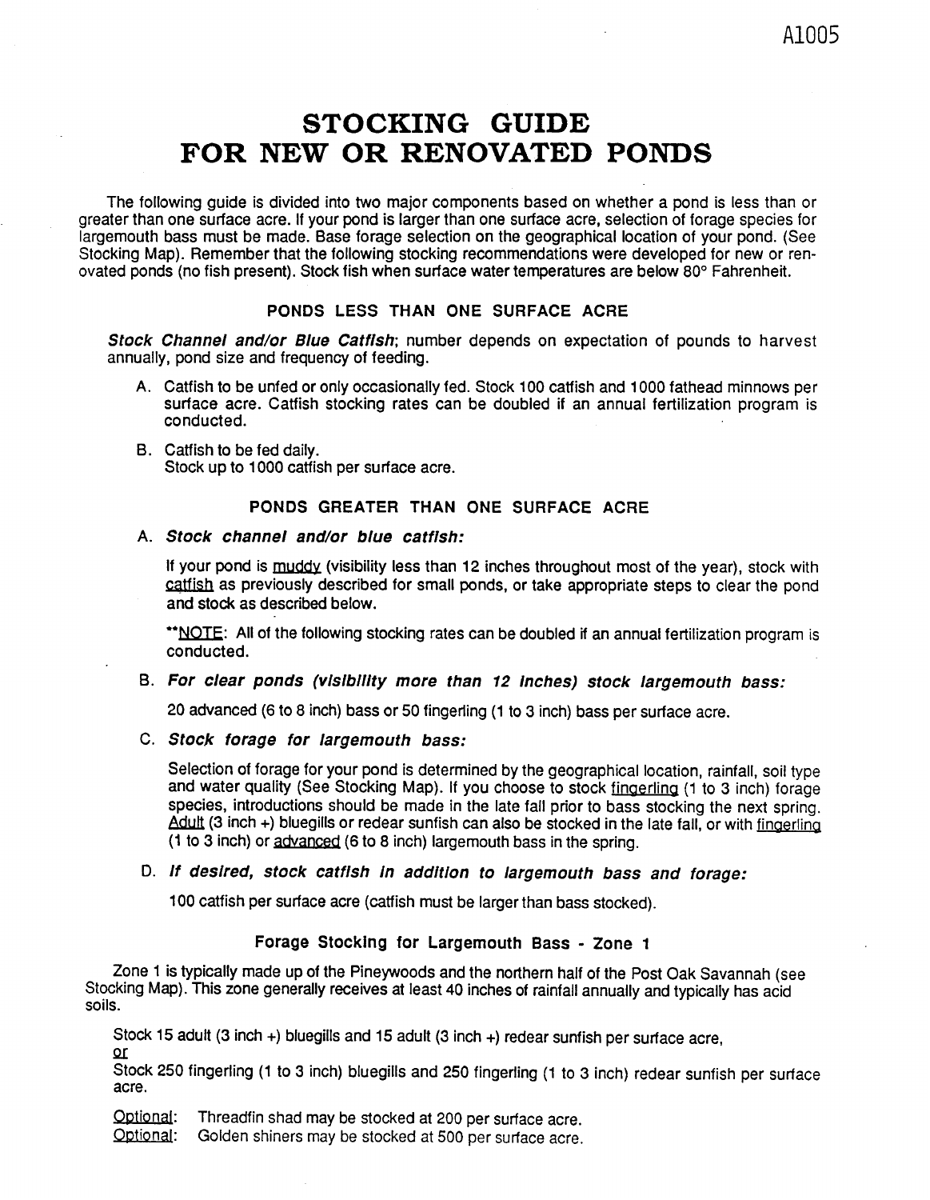# STOCKING GUIDE FOR NEW OR RENOVATED PONDS

The following guide is divided into two major components based on whether a pond is less than or greater than one surface acre. If your pond is larger than one surface acre, selection of forage species for largemouth bass must be made. Base forage selection on the geographical location of your pond. (See Stocking Map). Remember that the following stocking recommendations were developed for new or renovated ponds (no fish present). Stock fish when surface water temperatures are below 80° Fahrenheit.

## PONDS LESS THAN ONE SURFACE ACRE

***Stock Channel and/or Blue Catfish***; number depends on expectation of pounds to harvest annually, pond size and frequency of feeding.

A. Catfish to be unfed or only occasionally fed. Stock 100 catfish and 1000 fathead minnows per surface acre. Catfish stocking rates can be doubled if an annual fertilization program is conducted.

B. Catfish to be fed daily.
Stock up to 1000 catfish per surface acre.

## PONDS GREATER THAN ONE SURFACE ACRE

A. ***Stock channel and/or blue catfish:***

If your pond is <u>muddy</u> (visibility less than 12 inches throughout most of the year), stock with <u>catfish</u> as previously described for small ponds, or take appropriate steps to clear the pond and stock as described below.

\*\*<u>NOTE</u>: All of the following stocking rates can be doubled if an annual fertilization program is conducted.

B. ***For clear ponds (visibility more than 12 inches) stock largemouth bass:***

20 advanced (6 to 8 inch) bass or 50 fingerling (1 to 3 inch) bass per surface acre.

C. ***Stock forage for largemouth bass:***

Selection of forage for your pond is determined by the geographical location, rainfall, soil type and water quality (See Stocking Map). If you choose to stock <u>fingerling</u> (1 to 3 inch) forage species, introductions should be made in the late fall prior to bass stocking the next spring. <u>Adult</u> (3 inch +) bluegills or redear sunfish can also be stocked in the late fall, or with <u>fingerling</u> (1 to 3 inch) or <u>advanced</u> (6 to 8 inch) largemouth bass in the spring.

D. ***If desired, stock catfish in addition to largemouth bass and forage:***

100 catfish per surface acre (catfish must be larger than bass stocked).

### Forage Stocking for Largemouth Bass - Zone 1

Zone 1 is typically made up of the Pineywoods and the northern half of the Post Oak Savannah (see Stocking Map). This zone generally receives at least 40 inches of rainfall annually and typically has acid soils.

Stock 15 adult (3 inch +) bluegills and 15 adult (3 inch +) redear sunfish per surface acre,
<u>or</u>
Stock 250 fingerling (1 to 3 inch) bluegills and 250 fingerling (1 to 3 inch) redear sunfish per surface acre.

<u>Optional</u>: Threadfin shad may be stocked at 200 per surface acre.
<u>Optional</u>: Golden shiners may be stocked at 500 per surface acre.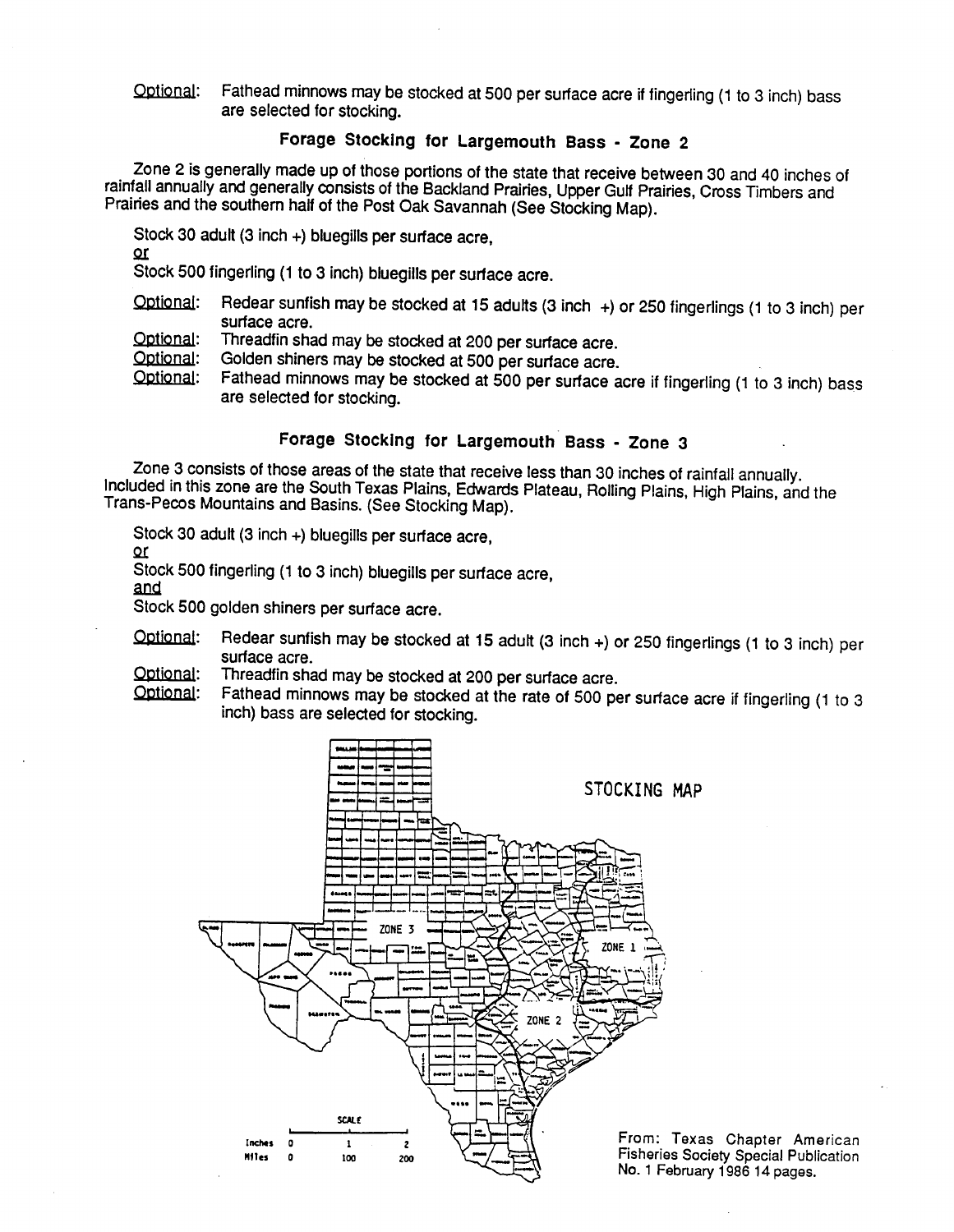Optional: Fathead minnows may be stocked at 500 per surface acre if fingerling (1 to 3 inch) bass are selected for stocking.

### Forage Stocking for Largemouth Bass - Zone 2

Zone 2 is generally made up of those portions of the state that receive between 30 and 40 inches of rainfall annually and generally consists of the Backland Prairies, Upper Gulf Prairies, Cross Timbers and Prairies and the southern half of the Post Oak Savannah (See Stocking Map).

Stock 30 adult (3 inch +) bluegills per surface acre,

or

Stock 500 fingerling (1 to 3 inch) bluegills per surface acre.

Optional: Redear sunfish may be stocked at 15 adults (3 inch +) or 250 fingerlings (1 to 3 inch) per surface acre.

Optional: Threadfin shad may be stocked at 200 per surface acre.

Optional: Golden shiners may be stocked at 500 per surface acre.

Optional: Fathead minnows may be stocked at 500 per surface acre if fingerling (1 to 3 inch) bass are selected for stocking.

### Forage Stocking for Largemouth Bass - Zone 3

Zone 3 consists of those areas of the state that receive less than 30 inches of rainfall annually. Included in this zone are the South Texas Plains, Edwards Plateau, Rolling Plains, High Plains, and the Trans-Pecos Mountains and Basins. (See Stocking Map).

Stock 30 adult (3 inch +) bluegills per surface acre,

or

Stock 500 fingerling (1 to 3 inch) bluegills per surface acre,

and

Stock 500 golden shiners per surface acre.

Optional: Redear sunfish may be stocked at 15 adult (3 inch +) or 250 fingerlings (1 to 3 inch) per surface acre.

Optional: Threadfin shad may be stocked at 200 per surface acre.

Optional: Fathead minnows may be stocked at the rate of 500 per surface acre if fingerling (1 to 3 inch) bass are selected for stocking.

STOCKING MAP

ZONE 3

ZONE 2

ZONE 1

SCALE

Inches 0 1 2

Miles 0 100 200

From: Texas Chapter American Fisheries Society Special Publication No. 1 February 1986 14 pages.